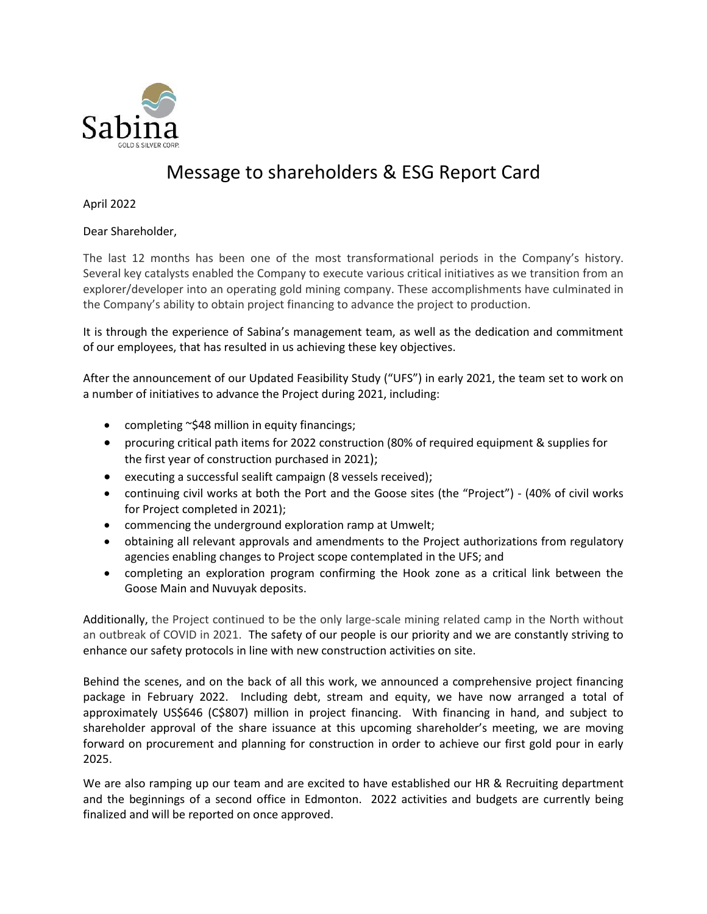Sabina
GOLD & SILVER CORP.

# Message to shareholders & ESG Report Card

April 2022

Dear Shareholder,

The last 12 months has been one of the most transformational periods in the Company's history. Several key catalysts enabled the Company to execute various critical initiatives as we transition from an explorer/developer into an operating gold mining company. These accomplishments have culminated in the Company's ability to obtain project financing to advance the project to production.

It is through the experience of Sabina's management team, as well as the dedication and commitment of our employees, that has resulted in us achieving these key objectives.

After the announcement of our Updated Feasibility Study ("UFS") in early 2021, the team set to work on a number of initiatives to advance the Project during 2021, including:

- completing ~$48 million in equity financings;
- procuring critical path items for 2022 construction (80% of required equipment & supplies for the first year of construction purchased in 2021);
- executing a successful sealift campaign (8 vessels received);
- continuing civil works at both the Port and the Goose sites (the "Project") - (40% of civil works for Project completed in 2021);
- commencing the underground exploration ramp at Umwelt;
- obtaining all relevant approvals and amendments to the Project authorizations from regulatory agencies enabling changes to Project scope contemplated in the UFS; and
- completing an exploration program confirming the Hook zone as a critical link between the Goose Main and Nuvuyak deposits.

Additionally, the Project continued to be the only large-scale mining related camp in the North without an outbreak of COVID in 2021. The safety of our people is our priority and we are constantly striving to enhance our safety protocols in line with new construction activities on site.

Behind the scenes, and on the back of all this work, we announced a comprehensive project financing package in February 2022. Including debt, stream and equity, we have now arranged a total of approximately US$646 (C$807) million in project financing. With financing in hand, and subject to shareholder approval of the share issuance at this upcoming shareholder's meeting, we are moving forward on procurement and planning for construction in order to achieve our first gold pour in early 2025.

We are also ramping up our team and are excited to have established our HR & Recruiting department and the beginnings of a second office in Edmonton. 2022 activities and budgets are currently being finalized and will be reported on once approved.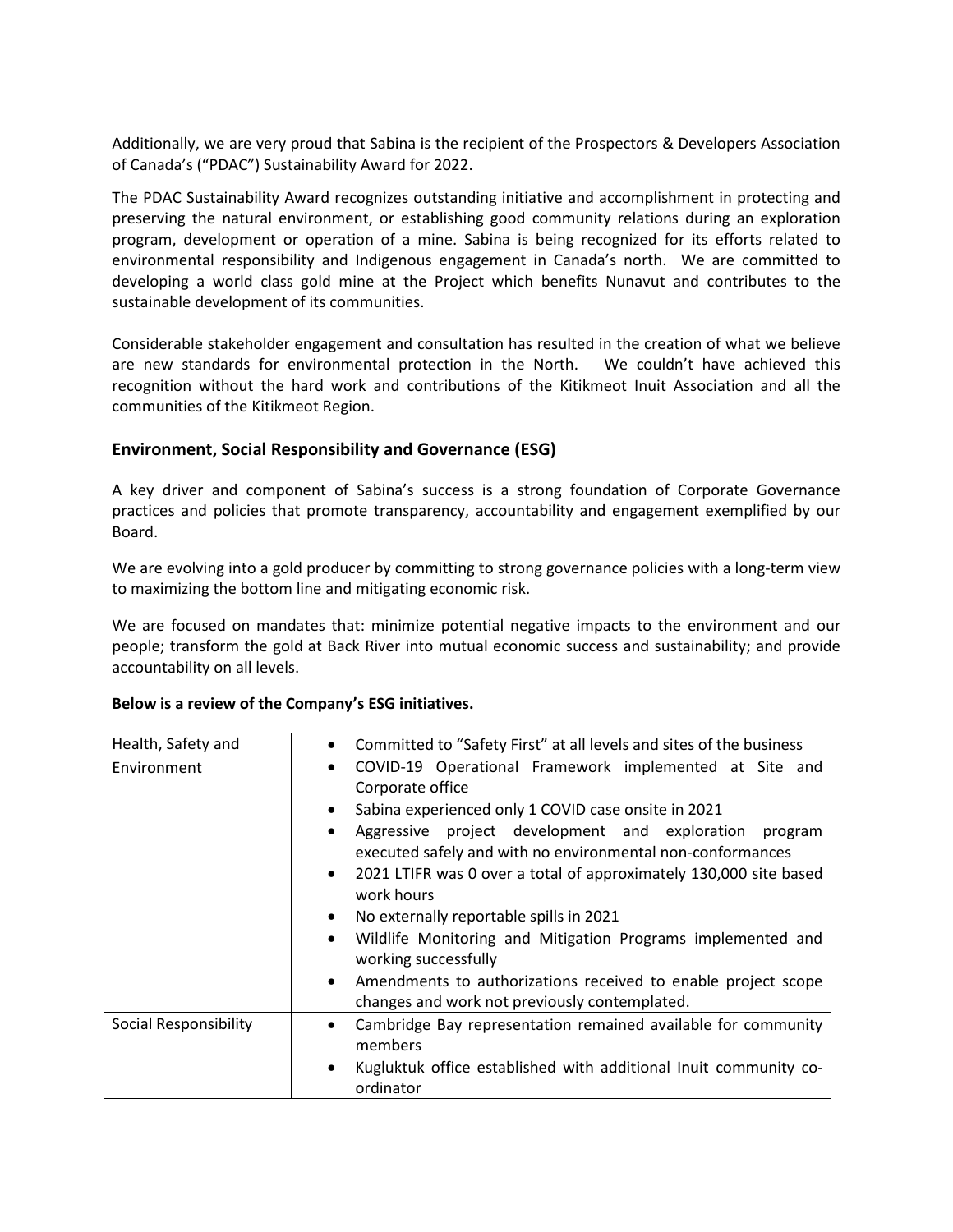Additionally, we are very proud that Sabina is the recipient of the Prospectors & Developers Association of Canada's ("PDAC") Sustainability Award for 2022.

The PDAC Sustainability Award recognizes outstanding initiative and accomplishment in protecting and preserving the natural environment, or establishing good community relations during an exploration program, development or operation of a mine. Sabina is being recognized for its efforts related to environmental responsibility and Indigenous engagement in Canada's north. We are committed to developing a world class gold mine at the Project which benefits Nunavut and contributes to the sustainable development of its communities.

Considerable stakeholder engagement and consultation has resulted in the creation of what we believe are new standards for environmental protection in the North. We couldn't have achieved this recognition without the hard work and contributions of the Kitikmeot Inuit Association and all the communities of the Kitikmeot Region.

## Environment, Social Responsibility and Governance (ESG)

A key driver and component of Sabina's success is a strong foundation of Corporate Governance practices and policies that promote transparency, accountability and engagement exemplified by our Board.

We are evolving into a gold producer by committing to strong governance policies with a long-term view to maximizing the bottom line and mitigating economic risk.

We are focused on mandates that: minimize potential negative impacts to the environment and our people; transform the gold at Back River into mutual economic success and sustainability; and provide accountability on all levels.

**Below is a review of the Company's ESG initiatives.**

| | |
|---|---|
| Health, Safety and Environment | • Committed to "Safety First" at all levels and sites of the business<br>• COVID-19 Operational Framework implemented at Site and Corporate office<br>• Sabina experienced only 1 COVID case onsite in 2021<br>• Aggressive project development and exploration program executed safely and with no environmental non-conformances<br>• 2021 LTIFR was 0 over a total of approximately 130,000 site based work hours<br>• No externally reportable spills in 2021<br>• Wildlife Monitoring and Mitigation Programs implemented and working successfully<br>• Amendments to authorizations received to enable project scope changes and work not previously contemplated. |
| Social Responsibility | • Cambridge Bay representation remained available for community members<br>• Kugluktuk office established with additional Inuit community co-ordinator |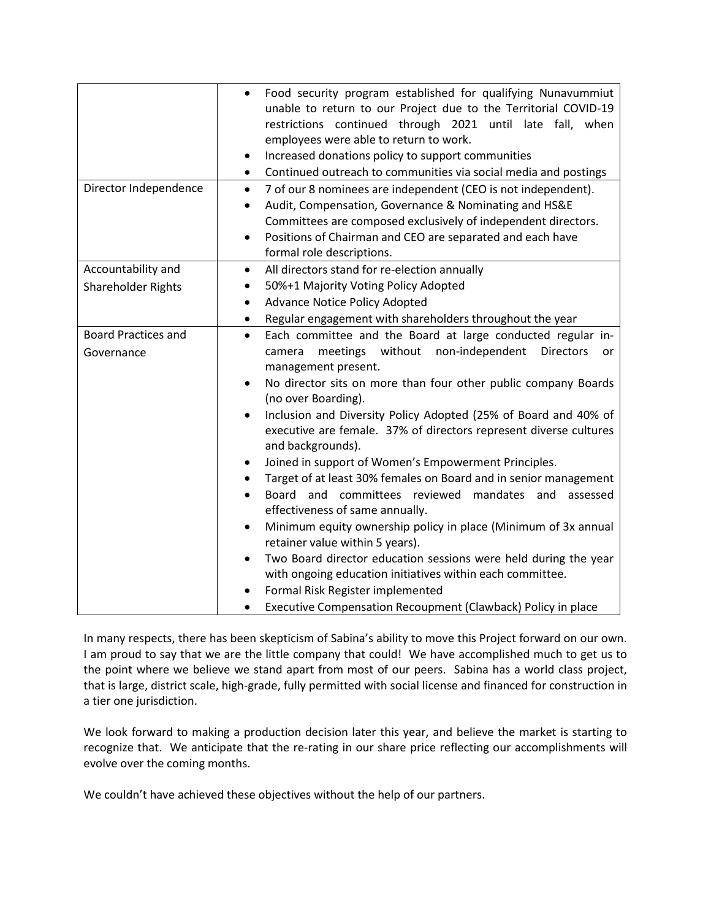| | |
|---|---|
| | • Food security program established for qualifying Nunavummiut unable to return to our Project due to the Territorial COVID-19 restrictions continued through 2021 until late fall, when employees were able to return to work.<br>• Increased donations policy to support communities<br>• Continued outreach to communities via social media and postings |
| Director Independence | • 7 of our 8 nominees are independent (CEO is not independent).<br>• Audit, Compensation, Governance & Nominating and HS&E Committees are composed exclusively of independent directors.<br>• Positions of Chairman and CEO are separated and each have formal role descriptions. |
| Accountability and Shareholder Rights | • All directors stand for re-election annually<br>• 50%+1 Majority Voting Policy Adopted<br>• Advance Notice Policy Adopted<br>• Regular engagement with shareholders throughout the year |
| Board Practices and Governance | • Each committee and the Board at large conducted regular in-camera meetings without non-independent Directors or management present.<br>• No director sits on more than four other public company Boards (no over Boarding).<br>• Inclusion and Diversity Policy Adopted (25% of Board and 40% of executive are female. 37% of directors represent diverse cultures and backgrounds).<br>• Joined in support of Women's Empowerment Principles.<br>• Target of at least 30% females on Board and in senior management<br>• Board and committees reviewed mandates and assessed effectiveness of same annually.<br>• Minimum equity ownership policy in place (Minimum of 3x annual retainer value within 5 years).<br>• Two Board director education sessions were held during the year with ongoing education initiatives within each committee.<br>• Formal Risk Register implemented<br>• Executive Compensation Recoupment (Clawback) Policy in place |

In many respects, there has been skepticism of Sabina's ability to move this Project forward on our own. I am proud to say that we are the little company that could! We have accomplished much to get us to the point where we believe we stand apart from most of our peers. Sabina has a world class project, that is large, district scale, high-grade, fully permitted with social license and financed for construction in a tier one jurisdiction.

We look forward to making a production decision later this year, and believe the market is starting to recognize that. We anticipate that the re-rating in our share price reflecting our accomplishments will evolve over the coming months.

We couldn't have achieved these objectives without the help of our partners.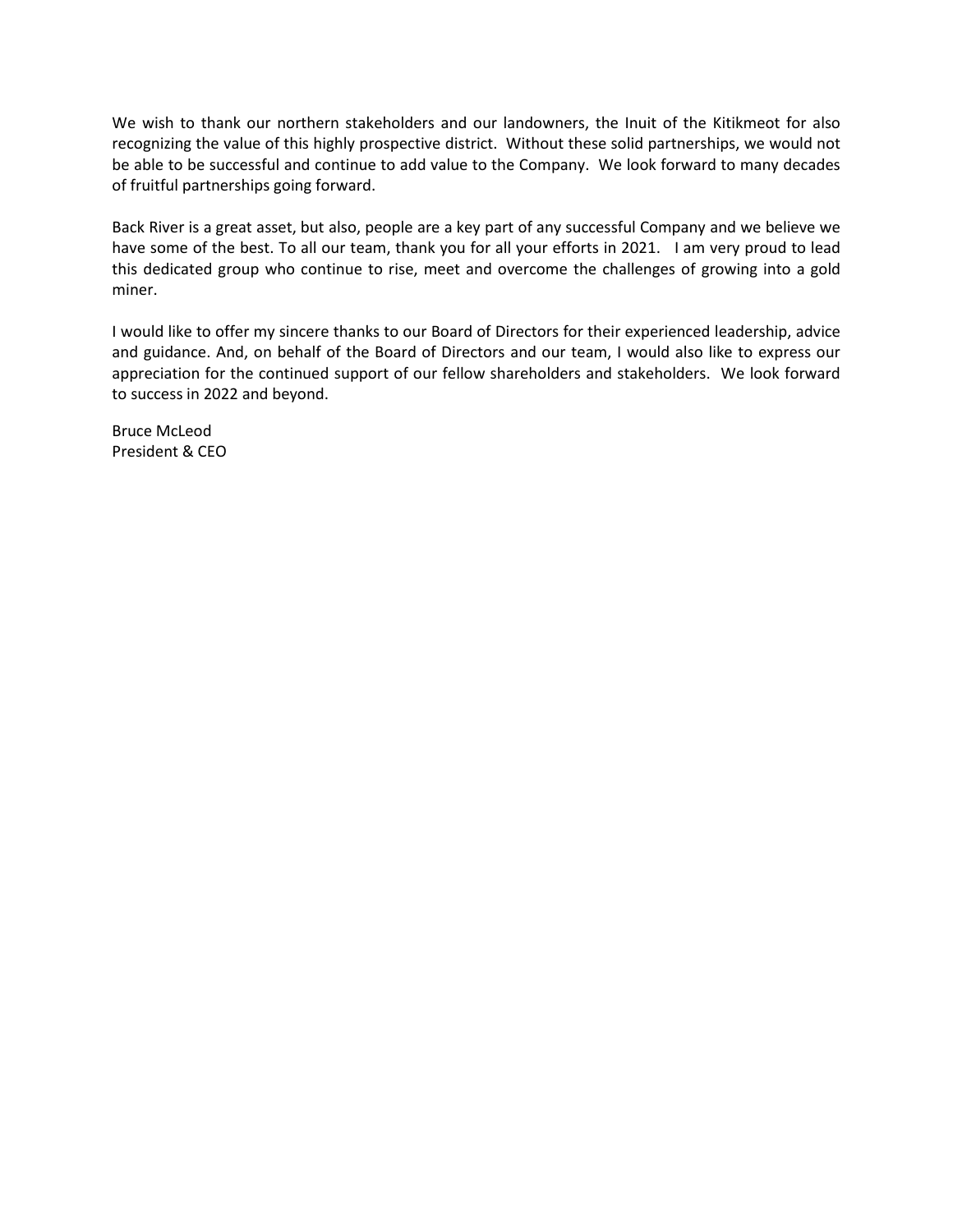We wish to thank our northern stakeholders and our landowners, the Inuit of the Kitikmeot for also recognizing the value of this highly prospective district. Without these solid partnerships, we would not be able to be successful and continue to add value to the Company. We look forward to many decades of fruitful partnerships going forward.

Back River is a great asset, but also, people are a key part of any successful Company and we believe we have some of the best. To all our team, thank you for all your efforts in 2021. I am very proud to lead this dedicated group who continue to rise, meet and overcome the challenges of growing into a gold miner.

I would like to offer my sincere thanks to our Board of Directors for their experienced leadership, advice and guidance. And, on behalf of the Board of Directors and our team, I would also like to express our appreciation for the continued support of our fellow shareholders and stakeholders. We look forward to success in 2022 and beyond.

Bruce McLeod  
President & CEO